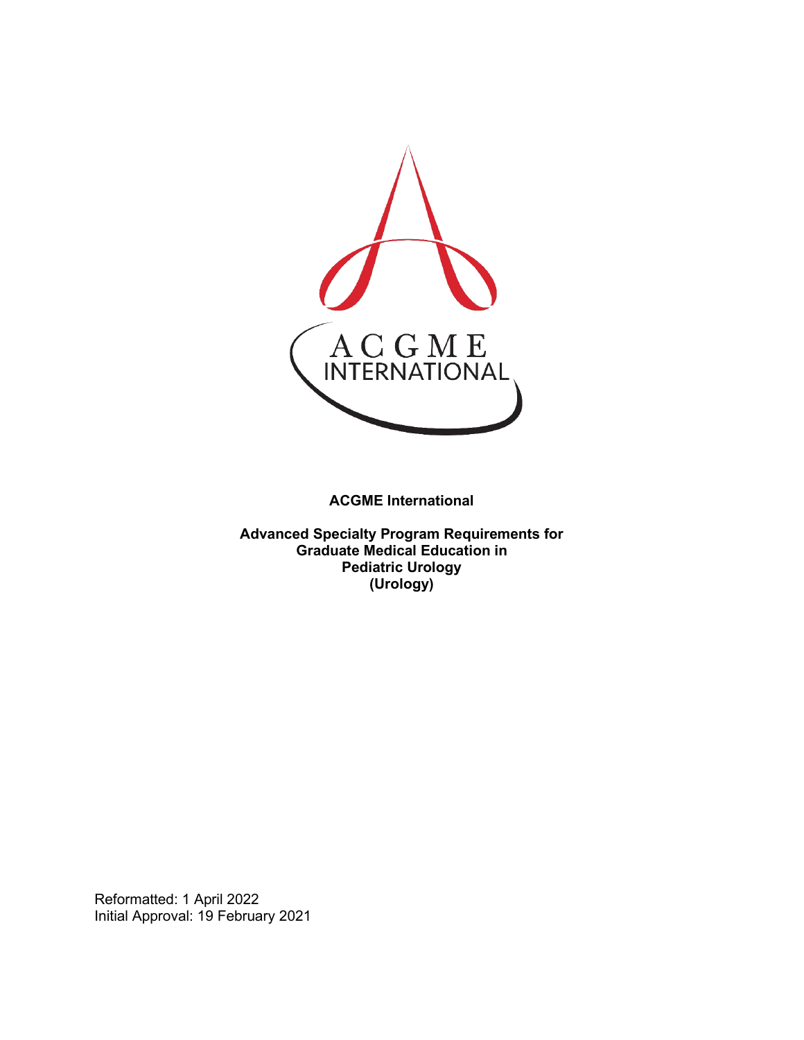ACGME International

**ACGME International**

**Advanced Specialty Program Requirements for Graduate Medical Education in Pediatric Urology (Urology)**

Reformatted: 1 April 2022
Initial Approval: 19 February 2021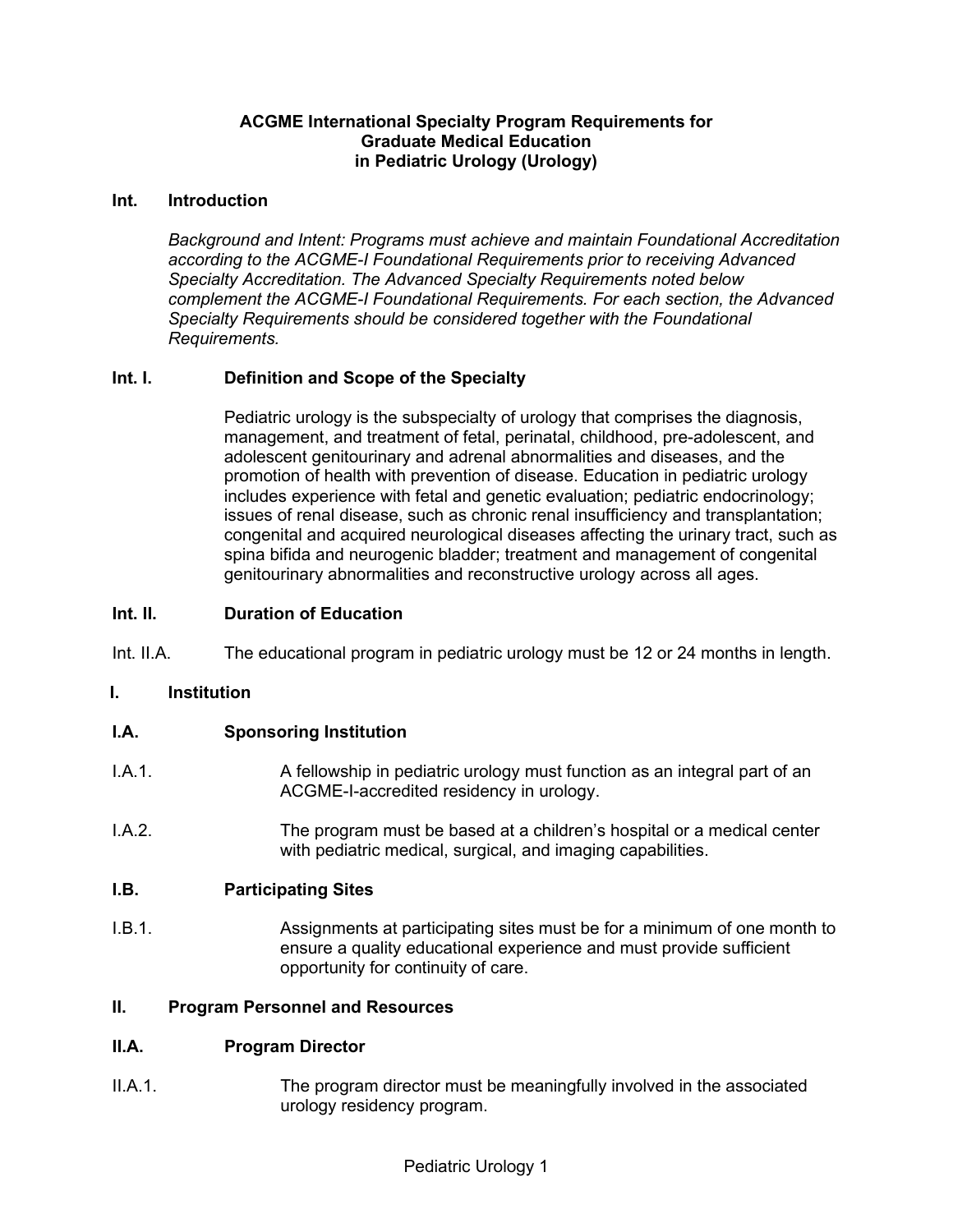# ACGME International Specialty Program Requirements for Graduate Medical Education in Pediatric Urology (Urology)

## Int. Introduction

*Background and Intent: Programs must achieve and maintain Foundational Accreditation according to the ACGME-I Foundational Requirements prior to receiving Advanced Specialty Accreditation. The Advanced Specialty Requirements noted below complement the ACGME-I Foundational Requirements. For each section, the Advanced Specialty Requirements should be considered together with the Foundational Requirements.*

### Int. I. Definition and Scope of the Specialty

Pediatric urology is the subspecialty of urology that comprises the diagnosis, management, and treatment of fetal, perinatal, childhood, pre-adolescent, and adolescent genitourinary and adrenal abnormalities and diseases, and the promotion of health with prevention of disease. Education in pediatric urology includes experience with fetal and genetic evaluation; pediatric endocrinology; issues of renal disease, such as chronic renal insufficiency and transplantation; congenital and acquired neurological diseases affecting the urinary tract, such as spina bifida and neurogenic bladder; treatment and management of congenital genitourinary abnormalities and reconstructive urology across all ages.

### Int. II. Duration of Education

Int. II.A. The educational program in pediatric urology must be 12 or 24 months in length.

## I. Institution

### I.A. Sponsoring Institution

I.A.1. A fellowship in pediatric urology must function as an integral part of an ACGME-I-accredited residency in urology.

I.A.2. The program must be based at a children's hospital or a medical center with pediatric medical, surgical, and imaging capabilities.

### I.B. Participating Sites

I.B.1. Assignments at participating sites must be for a minimum of one month to ensure a quality educational experience and must provide sufficient opportunity for continuity of care.

## II. Program Personnel and Resources

### II.A. Program Director

II.A.1. The program director must be meaningfully involved in the associated urology residency program.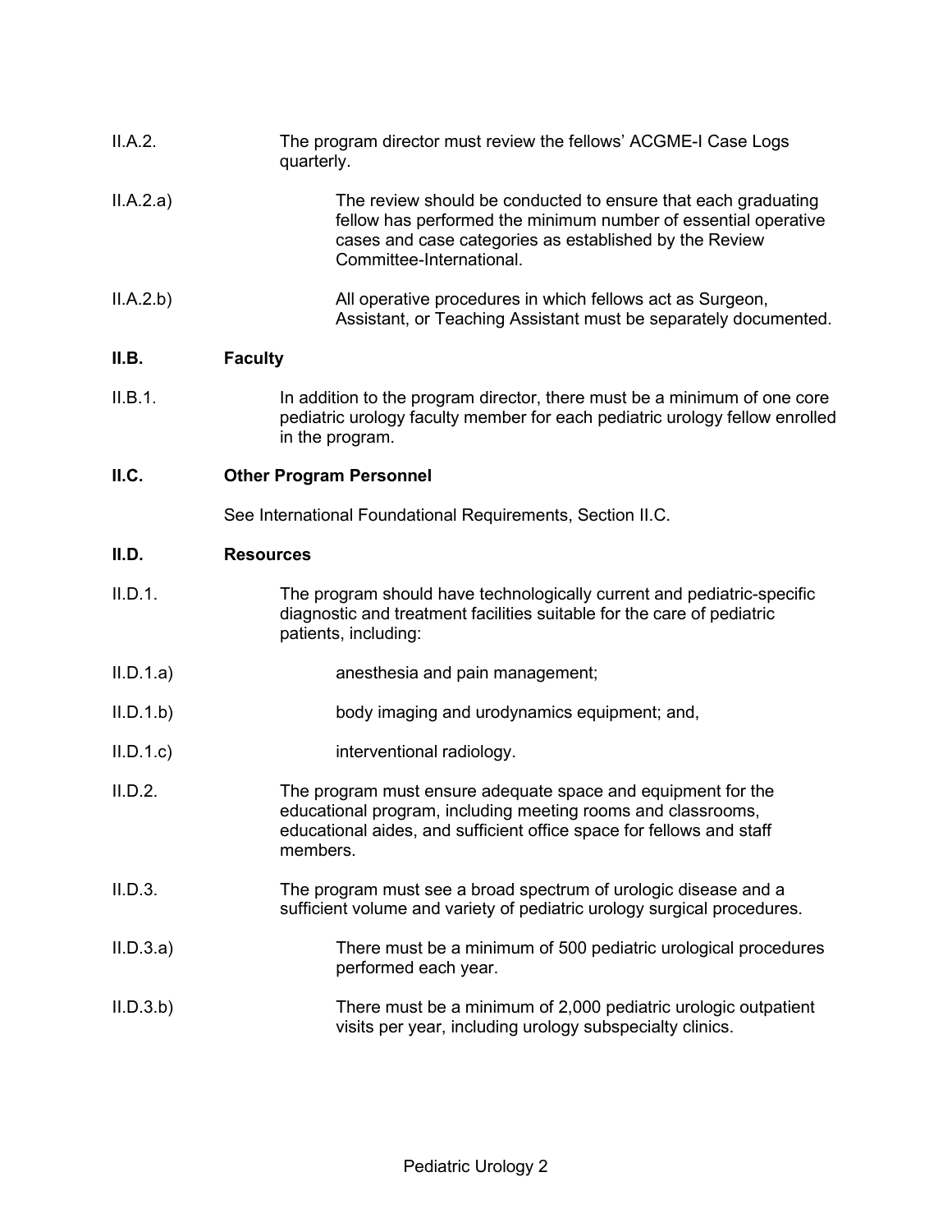II.A.2. The program director must review the fellows' ACGME-I Case Logs quarterly.

II.A.2.a) The review should be conducted to ensure that each graduating fellow has performed the minimum number of essential operative cases and case categories as established by the Review Committee-International.

II.A.2.b) All operative procedures in which fellows act as Surgeon, Assistant, or Teaching Assistant must be separately documented.

**II.B. Faculty**

II.B.1. In addition to the program director, there must be a minimum of one core pediatric urology faculty member for each pediatric urology fellow enrolled in the program.

**II.C. Other Program Personnel**

See International Foundational Requirements, Section II.C.

**II.D. Resources**

II.D.1. The program should have technologically current and pediatric-specific diagnostic and treatment facilities suitable for the care of pediatric patients, including:

II.D.1.a) anesthesia and pain management;

II.D.1.b) body imaging and urodynamics equipment; and,

II.D.1.c) interventional radiology.

II.D.2. The program must ensure adequate space and equipment for the educational program, including meeting rooms and classrooms, educational aides, and sufficient office space for fellows and staff members.

II.D.3. The program must see a broad spectrum of urologic disease and a sufficient volume and variety of pediatric urology surgical procedures.

II.D.3.a) There must be a minimum of 500 pediatric urological procedures performed each year.

II.D.3.b) There must be a minimum of 2,000 pediatric urologic outpatient visits per year, including urology subspecialty clinics.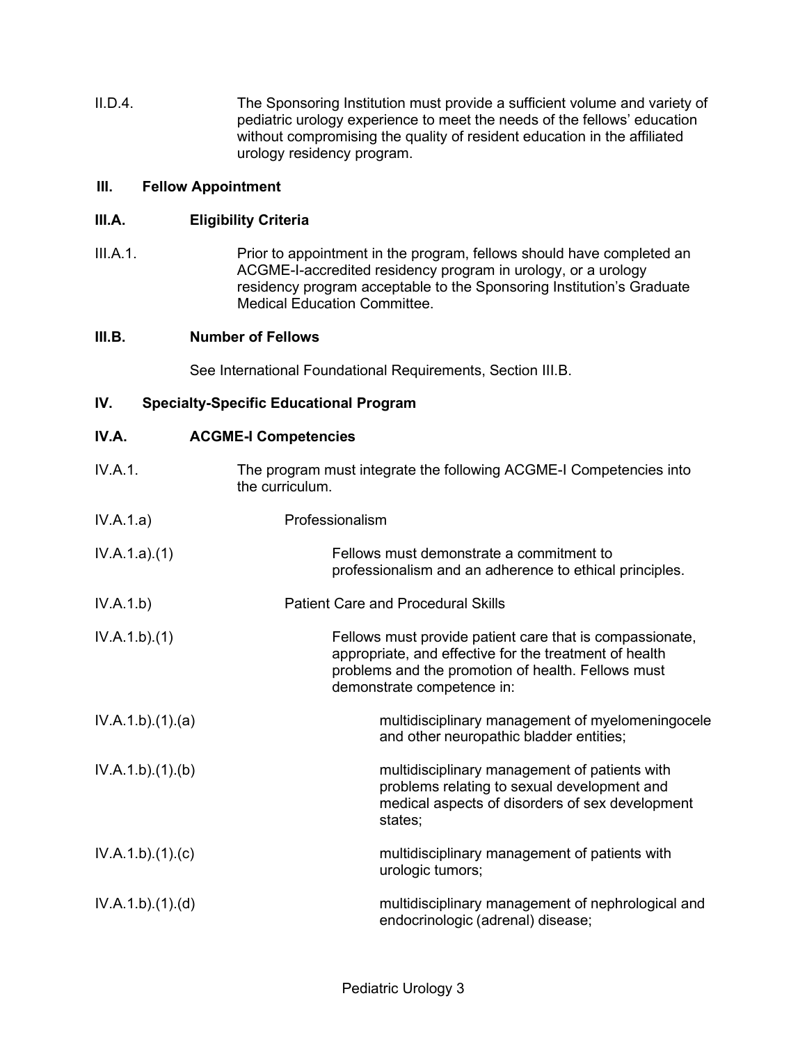II.D.4. The Sponsoring Institution must provide a sufficient volume and variety of pediatric urology experience to meet the needs of the fellows' education without compromising the quality of resident education in the affiliated urology residency program.

## III. Fellow Appointment

### III.A. Eligibility Criteria

III.A.1. Prior to appointment in the program, fellows should have completed an ACGME-I-accredited residency program in urology, or a urology residency program acceptable to the Sponsoring Institution's Graduate Medical Education Committee.

### III.B. Number of Fellows

See International Foundational Requirements, Section III.B.

## IV. Specialty-Specific Educational Program

### IV.A. ACGME-I Competencies

IV.A.1. The program must integrate the following ACGME-I Competencies into the curriculum.

IV.A.1.a) Professionalism

IV.A.1.a).(1) Fellows must demonstrate a commitment to professionalism and an adherence to ethical principles.

IV.A.1.b) Patient Care and Procedural Skills

IV.A.1.b).(1) Fellows must provide patient care that is compassionate, appropriate, and effective for the treatment of health problems and the promotion of health. Fellows must demonstrate competence in:

IV.A.1.b).(1).(a) multidisciplinary management of myelomeningocele and other neuropathic bladder entities;

IV.A.1.b).(1).(b) multidisciplinary management of patients with problems relating to sexual development and medical aspects of disorders of sex development states;

IV.A.1.b).(1).(c) multidisciplinary management of patients with urologic tumors;

IV.A.1.b).(1).(d) multidisciplinary management of nephrological and endocrinologic (adrenal) disease;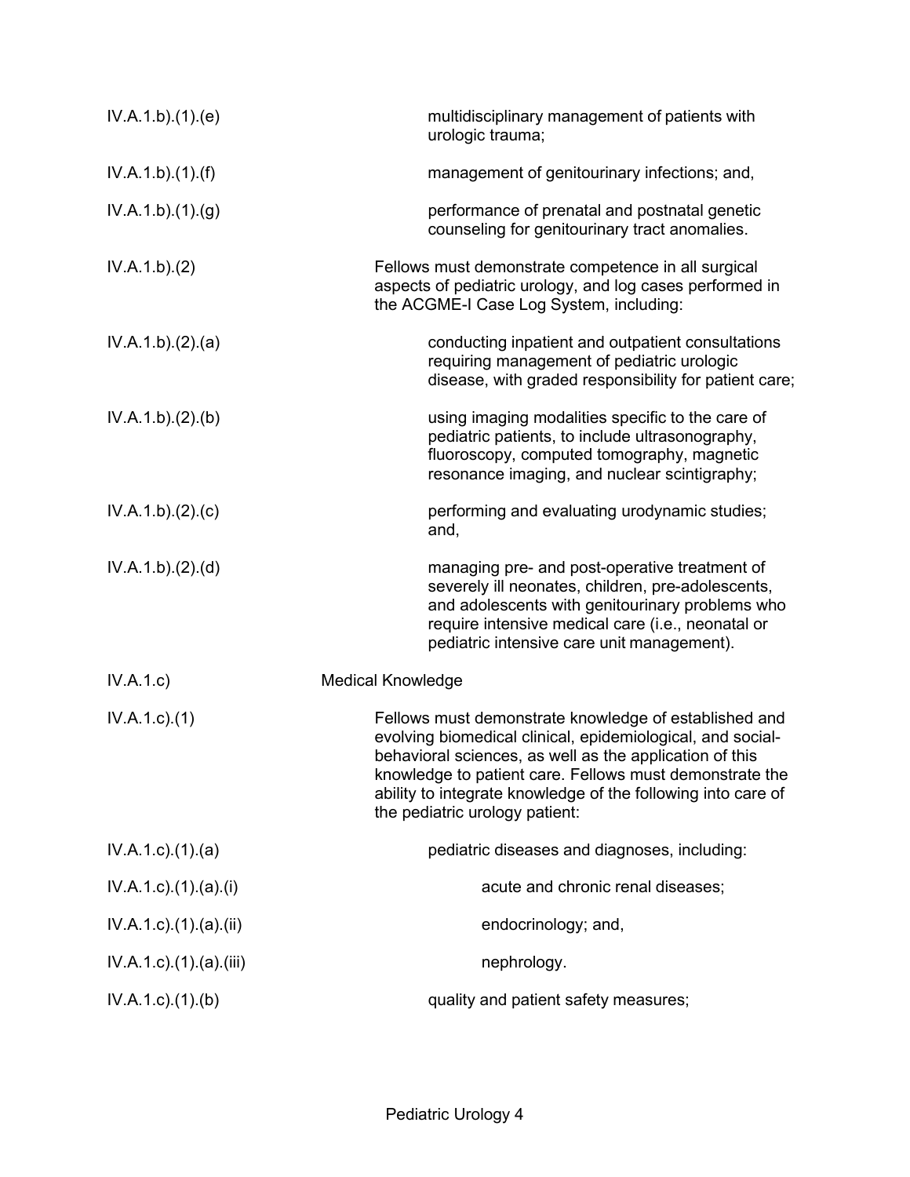| | |
|---|---|
| IV.A.1.b).(1).(e) | multidisciplinary management of patients with urologic trauma; |
| IV.A.1.b).(1).(f) | management of genitourinary infections; and, |
| IV.A.1.b).(1).(g) | performance of prenatal and postnatal genetic counseling for genitourinary tract anomalies. |
| IV.A.1.b).(2) | Fellows must demonstrate competence in all surgical aspects of pediatric urology, and log cases performed in the ACGME-I Case Log System, including: |
| IV.A.1.b).(2).(a) | conducting inpatient and outpatient consultations requiring management of pediatric urologic disease, with graded responsibility for patient care; |
| IV.A.1.b).(2).(b) | using imaging modalities specific to the care of pediatric patients, to include ultrasonography, fluoroscopy, computed tomography, magnetic resonance imaging, and nuclear scintigraphy; |
| IV.A.1.b).(2).(c) | performing and evaluating urodynamic studies; and, |
| IV.A.1.b).(2).(d) | managing pre- and post-operative treatment of severely ill neonates, children, pre-adolescents, and adolescents with genitourinary problems who require intensive medical care (i.e., neonatal or pediatric intensive care unit management). |
| IV.A.1.c) | Medical Knowledge |
| IV.A.1.c).(1) | Fellows must demonstrate knowledge of established and evolving biomedical clinical, epidemiological, and social-behavioral sciences, as well as the application of this knowledge to patient care. Fellows must demonstrate the ability to integrate knowledge of the following into care of the pediatric urology patient: |
| IV.A.1.c).(1).(a) | pediatric diseases and diagnoses, including: |
| IV.A.1.c).(1).(a).(i) | acute and chronic renal diseases; |
| IV.A.1.c).(1).(a).(ii) | endocrinology; and, |
| IV.A.1.c).(1).(a).(iii) | nephrology. |
| IV.A.1.c).(1).(b) | quality and patient safety measures; |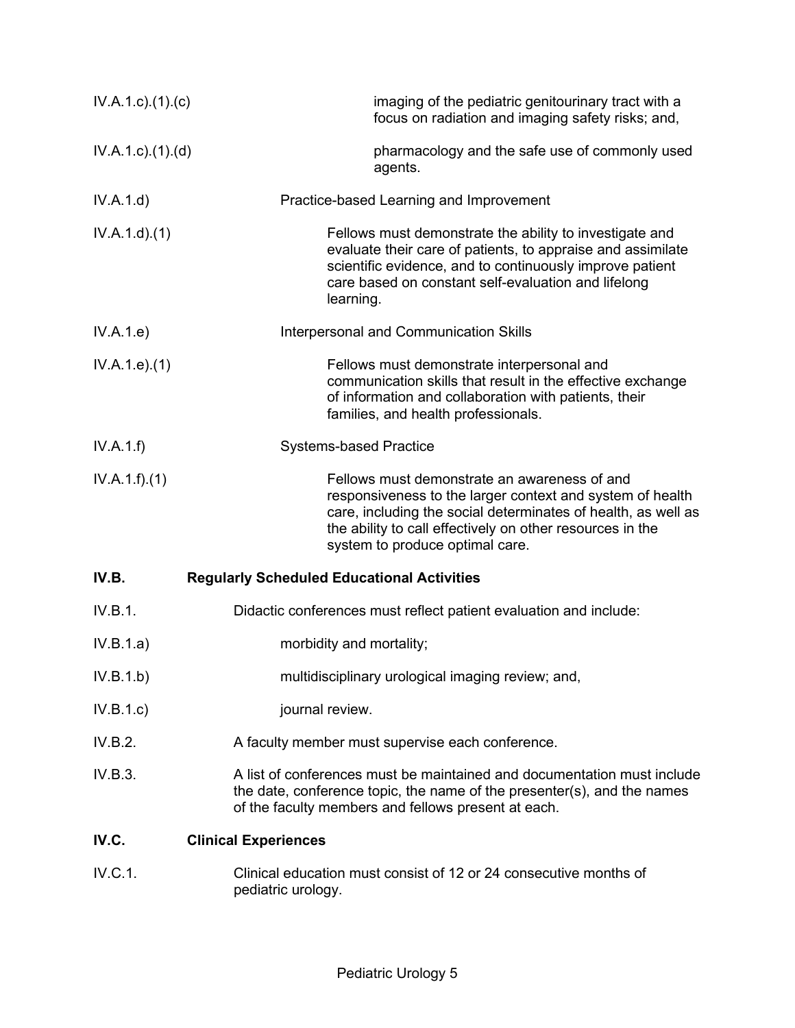IV.A.1.c).(1).(c) imaging of the pediatric genitourinary tract with a focus on radiation and imaging safety risks; and,

IV.A.1.c).(1).(d) pharmacology and the safe use of commonly used agents.

IV.A.1.d) Practice-based Learning and Improvement

IV.A.1.d).(1) Fellows must demonstrate the ability to investigate and evaluate their care of patients, to appraise and assimilate scientific evidence, and to continuously improve patient care based on constant self-evaluation and lifelong learning.

IV.A.1.e) Interpersonal and Communication Skills

IV.A.1.e).(1) Fellows must demonstrate interpersonal and communication skills that result in the effective exchange of information and collaboration with patients, their families, and health professionals.

IV.A.1.f) Systems-based Practice

IV.A.1.f).(1) Fellows must demonstrate an awareness of and responsiveness to the larger context and system of health care, including the social determinates of health, as well as the ability to call effectively on other resources in the system to produce optimal care.

**IV.B. Regularly Scheduled Educational Activities**

IV.B.1. Didactic conferences must reflect patient evaluation and include:

IV.B.1.a) morbidity and mortality;

IV.B.1.b) multidisciplinary urological imaging review; and,

IV.B.1.c) journal review.

IV.B.2. A faculty member must supervise each conference.

IV.B.3. A list of conferences must be maintained and documentation must include the date, conference topic, the name of the presenter(s), and the names of the faculty members and fellows present at each.

**IV.C. Clinical Experiences**

IV.C.1. Clinical education must consist of 12 or 24 consecutive months of pediatric urology.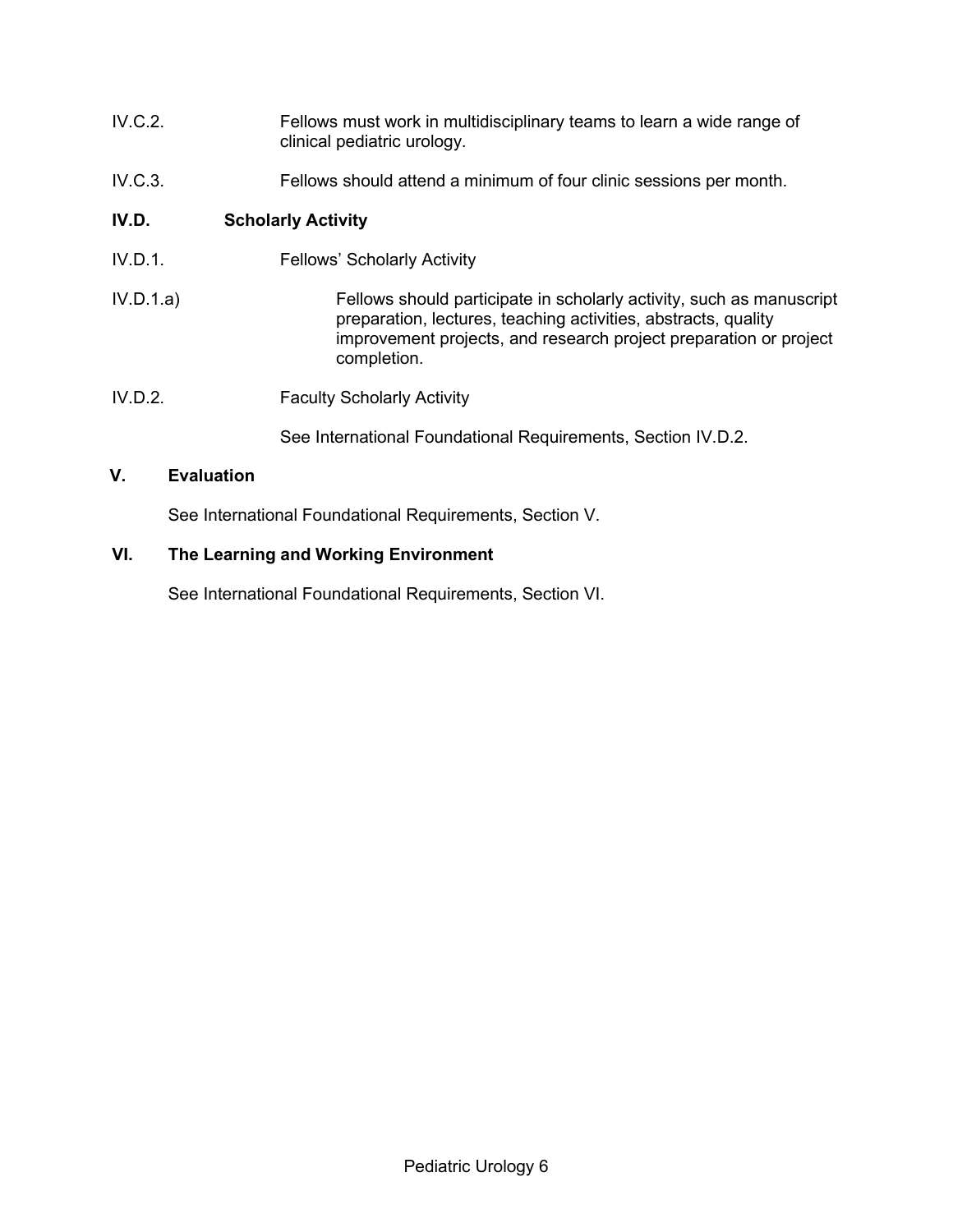IV.C.2. Fellows must work in multidisciplinary teams to learn a wide range of clinical pediatric urology.

IV.C.3. Fellows should attend a minimum of four clinic sessions per month.

**IV.D. Scholarly Activity**

IV.D.1. Fellows' Scholarly Activity

IV.D.1.a) Fellows should participate in scholarly activity, such as manuscript preparation, lectures, teaching activities, abstracts, quality improvement projects, and research project preparation or project completion.

IV.D.2. Faculty Scholarly Activity

See International Foundational Requirements, Section IV.D.2.

## V. Evaluation

See International Foundational Requirements, Section V.

## VI. The Learning and Working Environment

See International Foundational Requirements, Section VI.